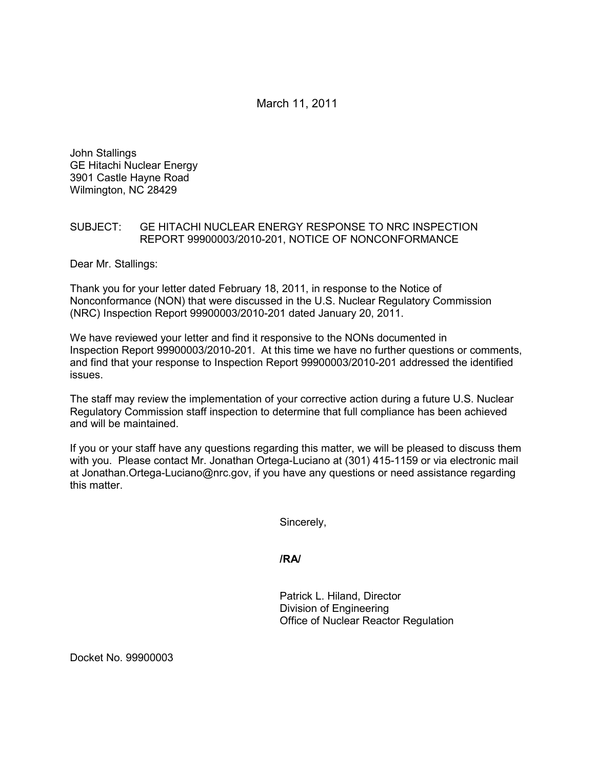March 11, 2011

John Stallings
GE Hitachi Nuclear Energy
3901 Castle Hayne Road
Wilmington, NC 28429

SUBJECT: GE HITACHI NUCLEAR ENERGY RESPONSE TO NRC INSPECTION REPORT 99900003/2010-201, NOTICE OF NONCONFORMANCE

Dear Mr. Stallings:

Thank you for your letter dated February 18, 2011, in response to the Notice of Nonconformance (NON) that were discussed in the U.S. Nuclear Regulatory Commission (NRC) Inspection Report 99900003/2010-201 dated January 20, 2011.

We have reviewed your letter and find it responsive to the NONs documented in Inspection Report 99900003/2010-201. At this time we have no further questions or comments, and find that your response to Inspection Report 99900003/2010-201 addressed the identified issues.

The staff may review the implementation of your corrective action during a future U.S. Nuclear Regulatory Commission staff inspection to determine that full compliance has been achieved and will be maintained.

If you or your staff have any questions regarding this matter, we will be pleased to discuss them with you. Please contact Mr. Jonathan Ortega-Luciano at (301) 415-1159 or via electronic mail at Jonathan.Ortega-Luciano@nrc.gov, if you have any questions or need assistance regarding this matter.

Sincerely,

**/RA/**

Patrick L. Hiland, Director
Division of Engineering
Office of Nuclear Reactor Regulation

Docket No. 99900003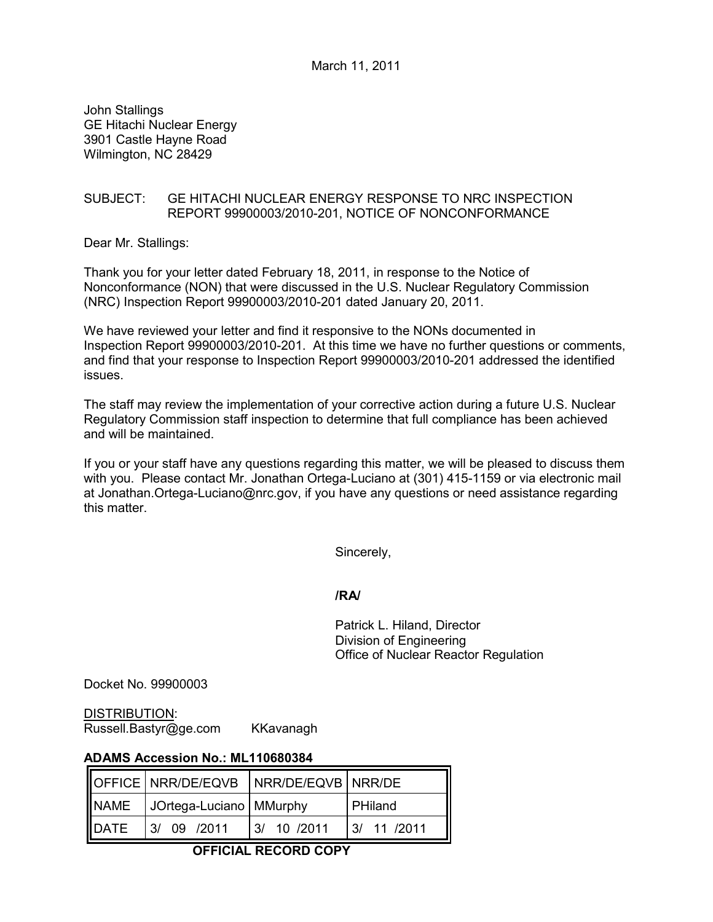March 11, 2011

John Stallings
GE Hitachi Nuclear Energy
3901 Castle Hayne Road
Wilmington, NC 28429

SUBJECT: GE HITACHI NUCLEAR ENERGY RESPONSE TO NRC INSPECTION REPORT 99900003/2010-201, NOTICE OF NONCONFORMANCE

Dear Mr. Stallings:

Thank you for your letter dated February 18, 2011, in response to the Notice of Nonconformance (NON) that were discussed in the U.S. Nuclear Regulatory Commission (NRC) Inspection Report 99900003/2010-201 dated January 20, 2011.

We have reviewed your letter and find it responsive to the NONs documented in Inspection Report 99900003/2010-201. At this time we have no further questions or comments, and find that your response to Inspection Report 99900003/2010-201 addressed the identified issues.

The staff may review the implementation of your corrective action during a future U.S. Nuclear Regulatory Commission staff inspection to determine that full compliance has been achieved and will be maintained.

If you or your staff have any questions regarding this matter, we will be pleased to discuss them with you. Please contact Mr. Jonathan Ortega-Luciano at (301) 415-1159 or via electronic mail at Jonathan.Ortega-Luciano@nrc.gov, if you have any questions or need assistance regarding this matter.

Sincerely,

**/RA/**

Patrick L. Hiland, Director
Division of Engineering
Office of Nuclear Reactor Regulation

Docket No. 99900003

DISTRIBUTION:
Russell.Bastyr@ge.com KKavanagh

**ADAMS Accession No.: ML110680384**

| | | | |
|---|---|---|---|
| OFFICE | NRR/DE/EQVB | NRR/DE/EQVB | NRR/DE |
| NAME | JOrtega-Luciano | MMurphy | PHiland |
| DATE | 3/ 09 /2011 | 3/ 10 /2011 | 3/ 11 /2011 |

**OFFICIAL RECORD COPY**